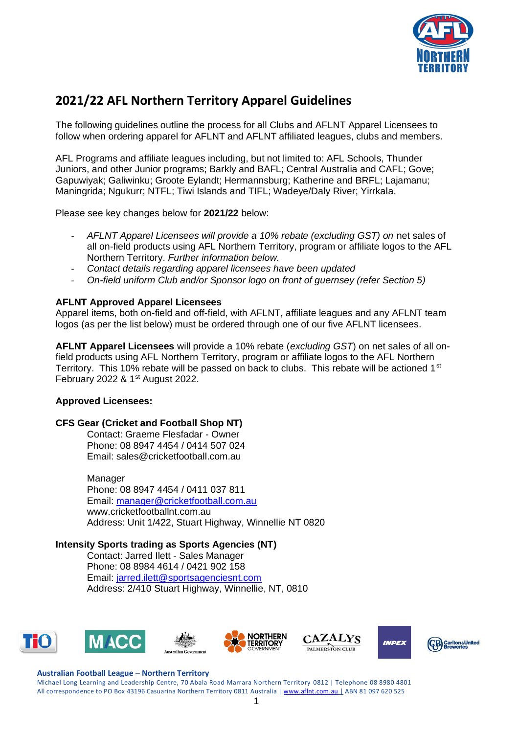# 2021/22 AFL Northern Territory Apparel Guidelines

The following guidelines outline the process for all Clubs and AFLNT Apparel Licensees to follow when ordering apparel for AFLNT and AFLNT affiliated leagues, clubs and members.

AFL Programs and affiliate leagues including, but not limited to: AFL Schools, Thunder Juniors, and other Junior programs; Barkly and BAFL; Central Australia and CAFL; Gove; Gapuwiyak; Galiwinku; Groote Eylandt; Hermannsburg; Katherine and BRFL; Lajamanu; Maningrida; Ngukurr; NTFL; Tiwi Islands and TIFL; Wadeye/Daly River; Yirrkala.

Please see key changes below for **2021/22** below:

- *AFLNT Apparel Licensees will provide a 10% rebate (excluding GST) on* net sales of all on-field products using AFL Northern Territory, program or affiliate logos to the AFL Northern Territory. *Further information below.*
- *Contact details regarding apparel licensees have been updated*
- *On-field uniform Club and/or Sponsor logo on front of guernsey (refer Section 5)*

**AFLNT Approved Apparel Licensees**
Apparel items, both on-field and off-field, with AFLNT, affiliate leagues and any AFLNT team logos (as per the list below) must be ordered through one of our five AFLNT licensees.

**AFLNT Apparel Licensees** will provide a 10% rebate (*excluding GST*) on net sales of all on-field products using AFL Northern Territory, program or affiliate logos to the AFL Northern Territory. This 10% rebate will be passed on back to clubs. This rebate will be actioned 1st February 2022 & 1st August 2022.

**Approved Licensees:**

**CFS Gear (Cricket and Football Shop NT)**

Contact: Graeme Flesfadar - Owner
Phone: 08 8947 4454 / 0414 507 024
Email: sales@cricketfootball.com.au

Manager
Phone: 08 8947 4454 / 0411 037 811
Email: manager@cricketfootball.com.au
www.cricketfootballnt.com.au
Address: Unit 1/422, Stuart Highway, Winnellie NT 0820

**Intensity Sports trading as Sports Agencies (NT)**

Contact: Jarred Ilett - Sales Manager
Phone: 08 8984 4614 / 0421 902 158
Email: jarred.ilett@sportsagenciesnt.com
Address: 2/410 Stuart Highway, Winnellie, NT, 0810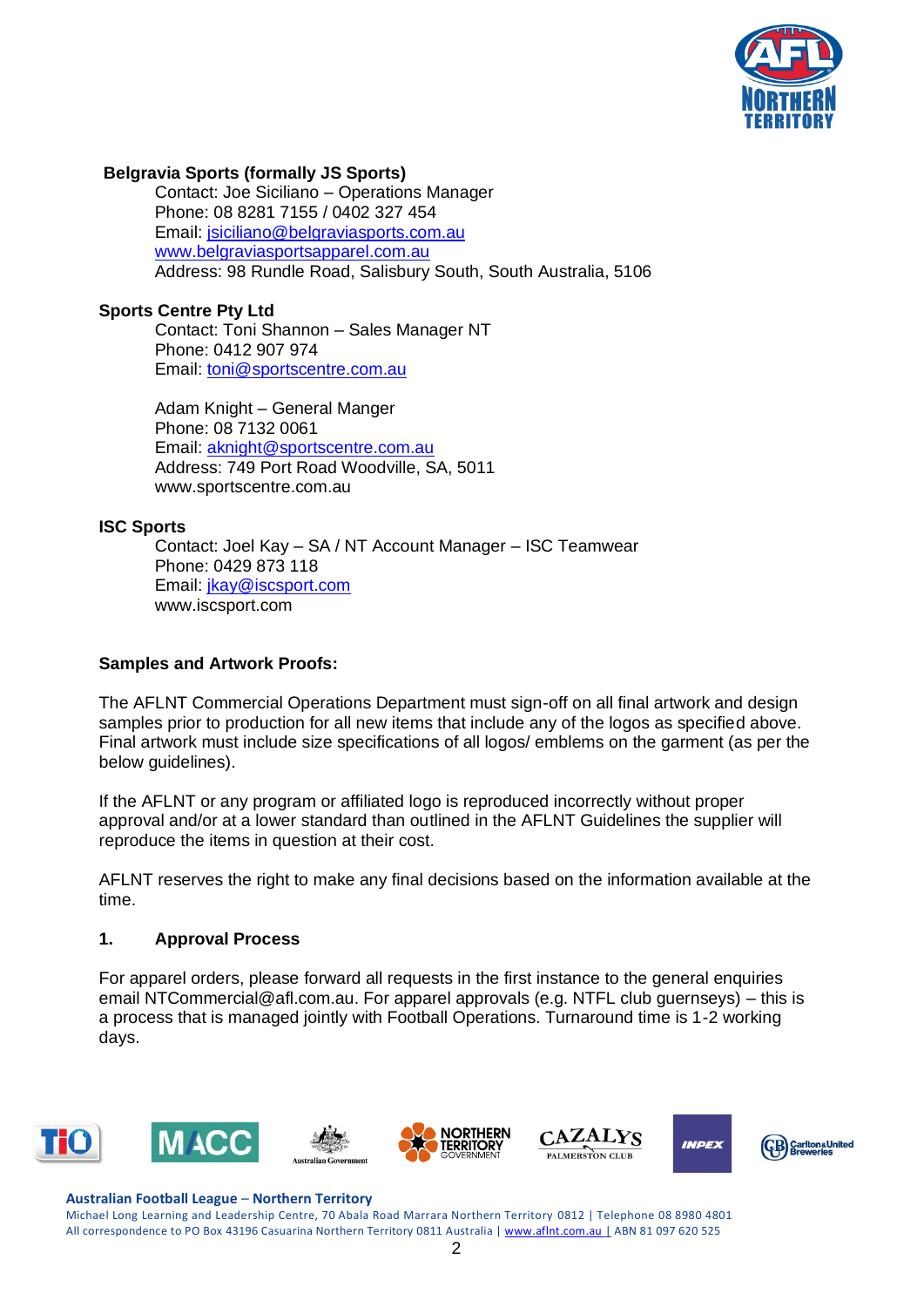**Belgravia Sports (formally JS Sports)**

Contact: Joe Siciliano – Operations Manager
Phone: 08 8281 7155 / 0402 327 454
Email: jsiciliano@belgraviasports.com.au
www.belgraviasportsapparel.com.au
Address: 98 Rundle Road, Salisbury South, South Australia, 5106

**Sports Centre Pty Ltd**

Contact: Toni Shannon – Sales Manager NT
Phone: 0412 907 974
Email: toni@sportscentre.com.au

Adam Knight – General Manger
Phone: 08 7132 0061
Email: aknight@sportscentre.com.au
Address: 749 Port Road Woodville, SA, 5011
www.sportscentre.com.au

**ISC Sports**

Contact: Joel Kay – SA / NT Account Manager – ISC Teamwear
Phone: 0429 873 118
Email: jkay@iscsport.com
www.iscsport.com

**Samples and Artwork Proofs:**

The AFLNT Commercial Operations Department must sign-off on all final artwork and design samples prior to production for all new items that include any of the logos as specified above. Final artwork must include size specifications of all logos/ emblems on the garment (as per the below guidelines).

If the AFLNT or any program or affiliated logo is reproduced incorrectly without proper approval and/or at a lower standard than outlined in the AFLNT Guidelines the supplier will reproduce the items in question at their cost.

AFLNT reserves the right to make any final decisions based on the information available at the time.

## 1. Approval Process

For apparel orders, please forward all requests in the first instance to the general enquiries email NTCommercial@afl.com.au. For apparel approvals (e.g. NTFL club guernseys) – this is a process that is managed jointly with Football Operations. Turnaround time is 1-2 working days.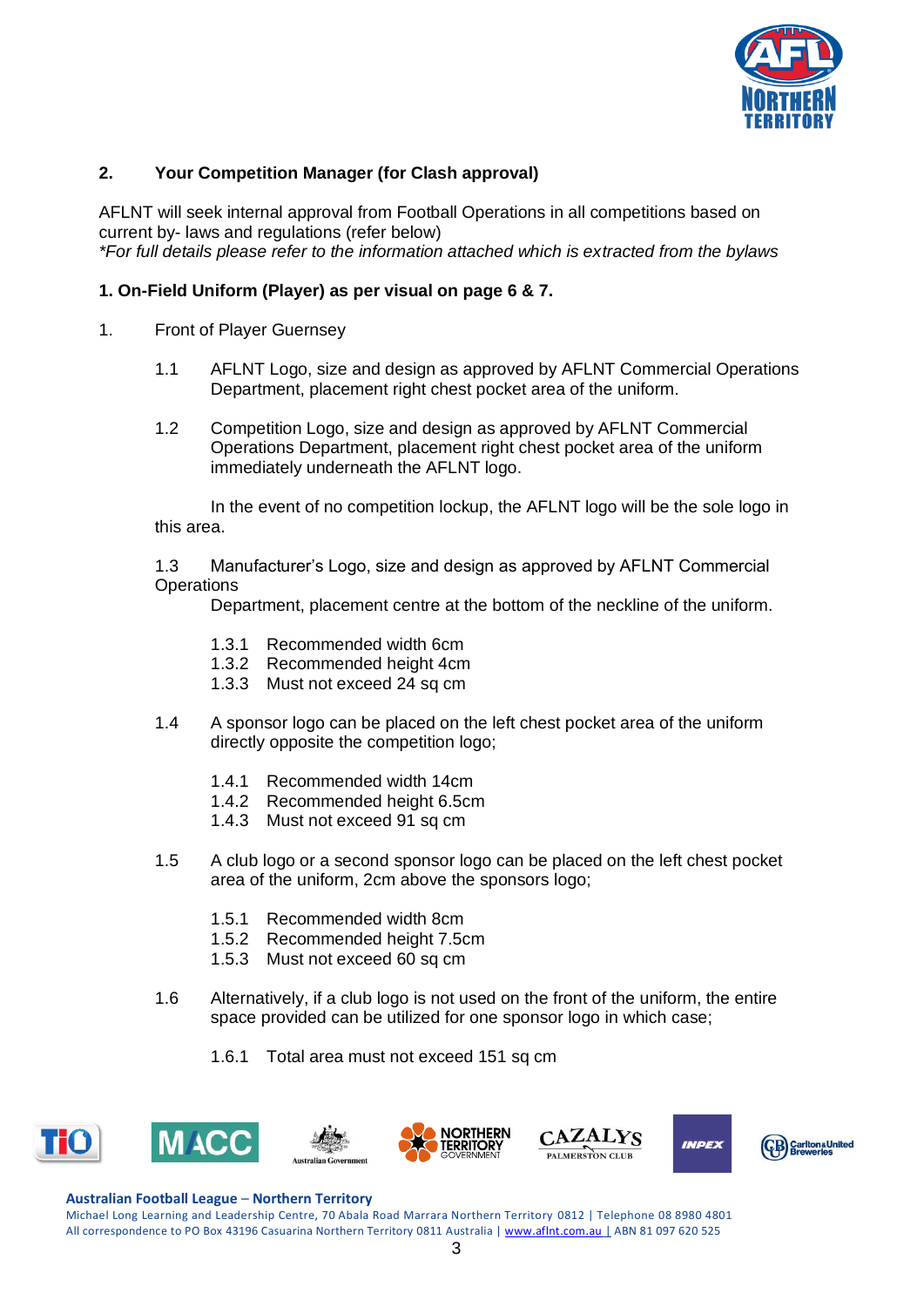## 2. Your Competition Manager (for Clash approval)

AFLNT will seek internal approval from Football Operations in all competitions based on current by- laws and regulations (refer below)
*For full details please refer to the information attached which is extracted from the bylaws*

**1. On-Field Uniform (Player) as per visual on page 6 & 7.**

1. Front of Player Guernsey

1.1 AFLNT Logo, size and design as approved by AFLNT Commercial Operations Department, placement right chest pocket area of the uniform.

1.2 Competition Logo, size and design as approved by AFLNT Commercial Operations Department, placement right chest pocket area of the uniform immediately underneath the AFLNT logo.

In the event of no competition lockup, the AFLNT logo will be the sole logo in this area.

1.3 Manufacturer's Logo, size and design as approved by AFLNT Commercial Operations Department, placement centre at the bottom of the neckline of the uniform.

- 1.3.1 Recommended width 6cm
- 1.3.2 Recommended height 4cm
- 1.3.3 Must not exceed 24 sq cm

1.4 A sponsor logo can be placed on the left chest pocket area of the uniform directly opposite the competition logo;

- 1.4.1 Recommended width 14cm
- 1.4.2 Recommended height 6.5cm
- 1.4.3 Must not exceed 91 sq cm

1.5 A club logo or a second sponsor logo can be placed on the left chest pocket area of the uniform, 2cm above the sponsors logo;

- 1.5.1 Recommended width 8cm
- 1.5.2 Recommended height 7.5cm
- 1.5.3 Must not exceed 60 sq cm

1.6 Alternatively, if a club logo is not used on the front of the uniform, the entire space provided can be utilized for one sponsor logo in which case;

- 1.6.1 Total area must not exceed 151 sq cm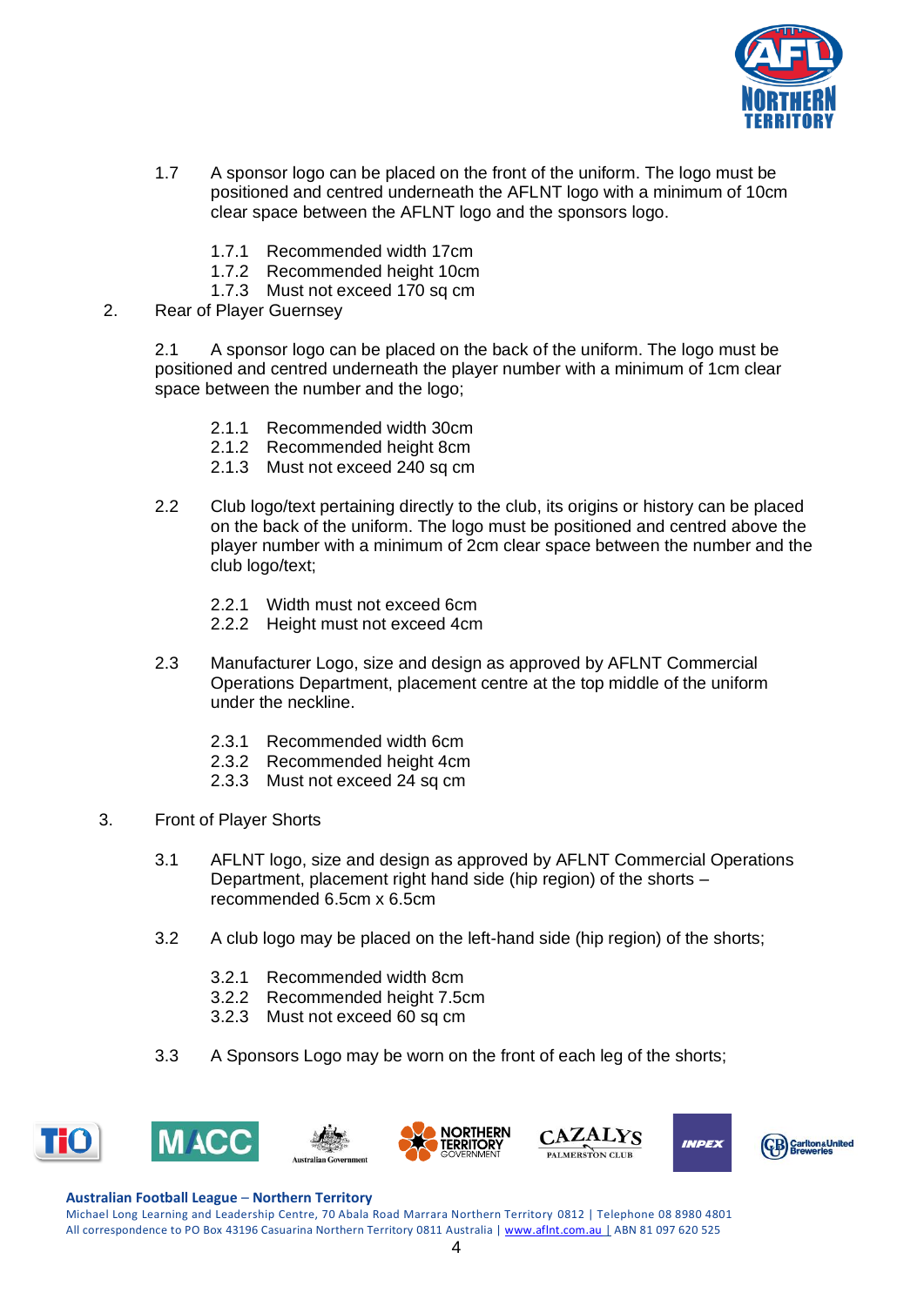1.7 A sponsor logo can be placed on the front of the uniform. The logo must be positioned and centred underneath the AFLNT logo with a minimum of 10cm clear space between the AFLNT logo and the sponsors logo.

- 1.7.1 Recommended width 17cm
- 1.7.2 Recommended height 10cm
- 1.7.3 Must not exceed 170 sq cm

2. Rear of Player Guernsey

2.1 A sponsor logo can be placed on the back of the uniform. The logo must be positioned and centred underneath the player number with a minimum of 1cm clear space between the number and the logo;

- 2.1.1 Recommended width 30cm
- 2.1.2 Recommended height 8cm
- 2.1.3 Must not exceed 240 sq cm

2.2 Club logo/text pertaining directly to the club, its origins or history can be placed on the back of the uniform. The logo must be positioned and centred above the player number with a minimum of 2cm clear space between the number and the club logo/text;

- 2.2.1 Width must not exceed 6cm
- 2.2.2 Height must not exceed 4cm

2.3 Manufacturer Logo, size and design as approved by AFLNT Commercial Operations Department, placement centre at the top middle of the uniform under the neckline.

- 2.3.1 Recommended width 6cm
- 2.3.2 Recommended height 4cm
- 2.3.3 Must not exceed 24 sq cm

3. Front of Player Shorts

3.1 AFLNT logo, size and design as approved by AFLNT Commercial Operations Department, placement right hand side (hip region) of the shorts – recommended 6.5cm x 6.5cm

3.2 A club logo may be placed on the left-hand side (hip region) of the shorts;

- 3.2.1 Recommended width 8cm
- 3.2.2 Recommended height 7.5cm
- 3.2.3 Must not exceed 60 sq cm

3.3 A Sponsors Logo may be worn on the front of each leg of the shorts;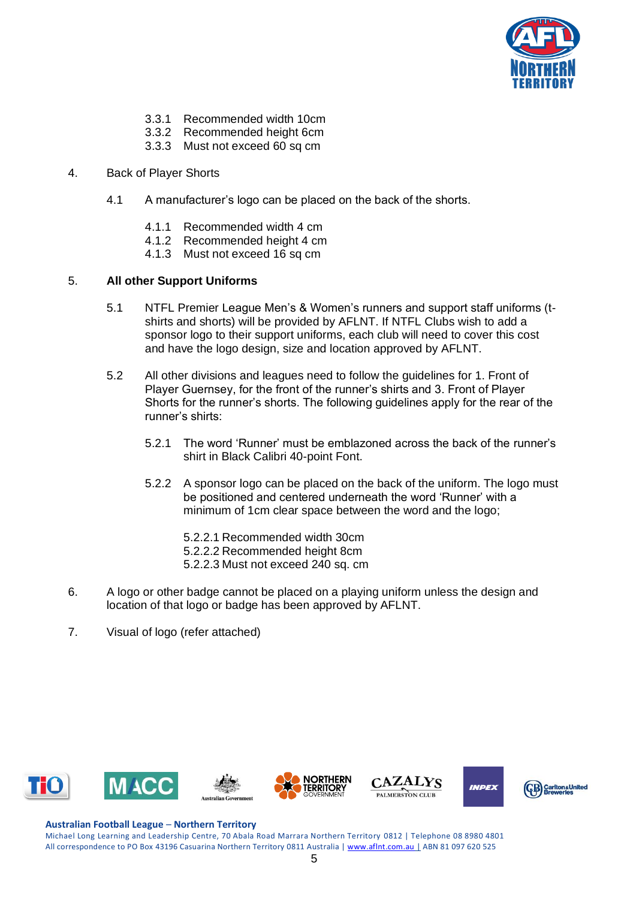3.3.1 Recommended width 10cm
3.3.2 Recommended height 6cm
3.3.3 Must not exceed 60 sq cm

4. Back of Player Shorts

   4.1 A manufacturer's logo can be placed on the back of the shorts.

      4.1.1 Recommended width 4 cm
      4.1.2 Recommended height 4 cm
      4.1.3 Must not exceed 16 sq cm

5. **All other Support Uniforms**

   5.1 NTFL Premier League Men's & Women's runners and support staff uniforms (t-shirts and shorts) will be provided by AFLNT. If NTFL Clubs wish to add a sponsor logo to their support uniforms, each club will need to cover this cost and have the logo design, size and location approved by AFLNT.

   5.2 All other divisions and leagues need to follow the guidelines for 1. Front of Player Guernsey, for the front of the runner's shirts and 3. Front of Player Shorts for the runner's shorts. The following guidelines apply for the rear of the runner's shirts:

      5.2.1 The word 'Runner' must be emblazoned across the back of the runner's shirt in Black Calibri 40-point Font.

      5.2.2 A sponsor logo can be placed on the back of the uniform. The logo must be positioned and centered underneath the word 'Runner' with a minimum of 1cm clear space between the word and the logo;

         5.2.2.1 Recommended width 30cm
         5.2.2.2 Recommended height 8cm
         5.2.2.3 Must not exceed 240 sq. cm

6. A logo or other badge cannot be placed on a playing uniform unless the design and location of that logo or badge has been approved by AFLNT.

7. Visual of logo (refer attached)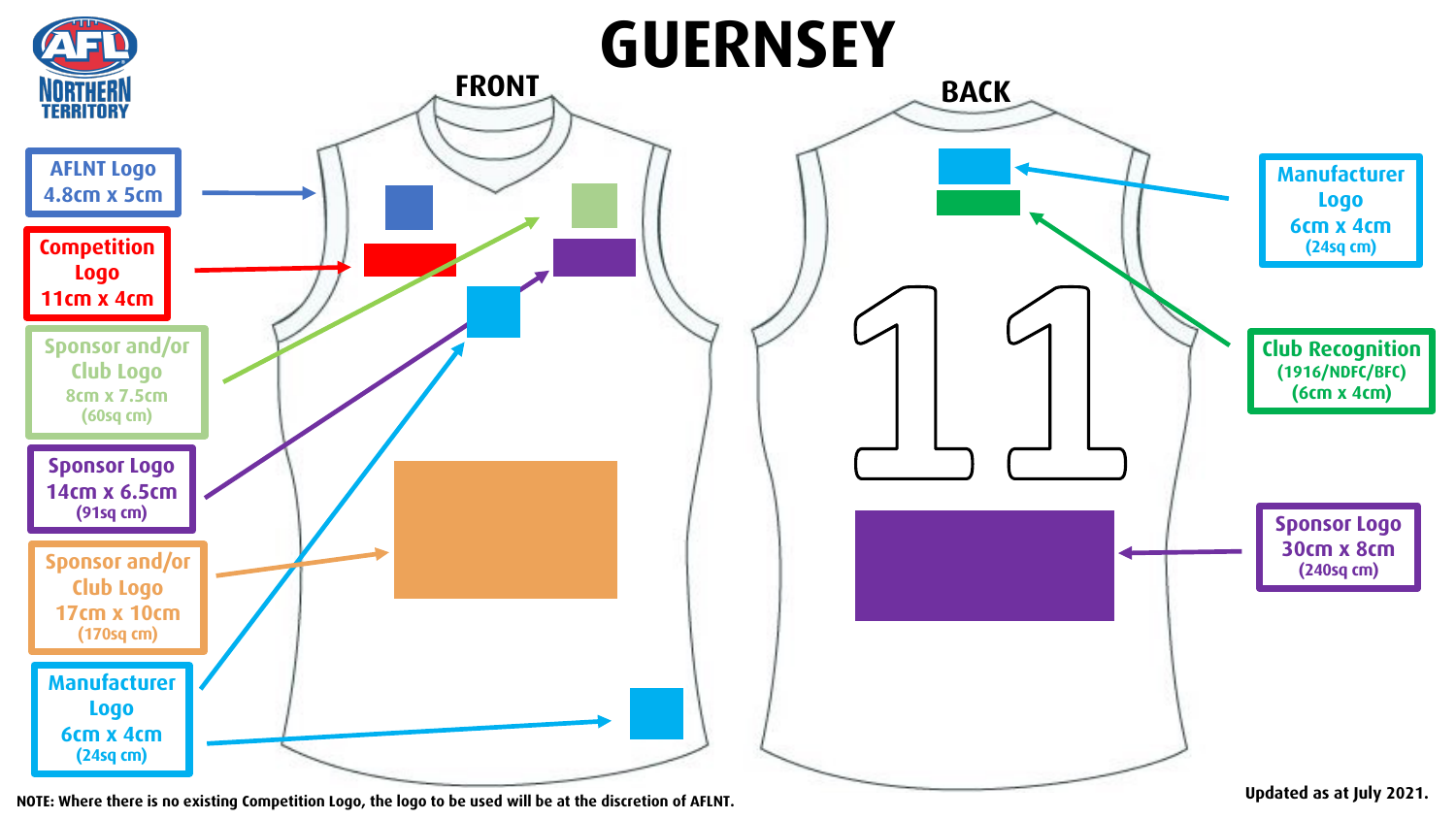AFL NORTHERN TERRITORY

# GUERNSEY

## FRONT

- AFLNT Logo 4.8cm x 5cm
- Competition Logo 11cm x 4cm
- Sponsor and/or Club Logo 8cm x 7.5cm (60sq cm)
- Sponsor Logo 14cm x 6.5cm (91sq cm)
- Sponsor and/or Club Logo 17cm x 10cm (170sq cm)
- Manufacturer Logo 6cm x 4cm (24sq cm)

## BACK

- Manufacturer Logo 6cm x 4cm (24sq cm)
- Club Recognition (1916/NDFC/BFC) (6cm x 4cm)
- Sponsor Logo 30cm x 8cm (240sq cm)

11

**NOTE: Where there is no existing Competition Logo, the logo to be used will be at the discretion of AFLNT.**

**Updated as at July 2021.**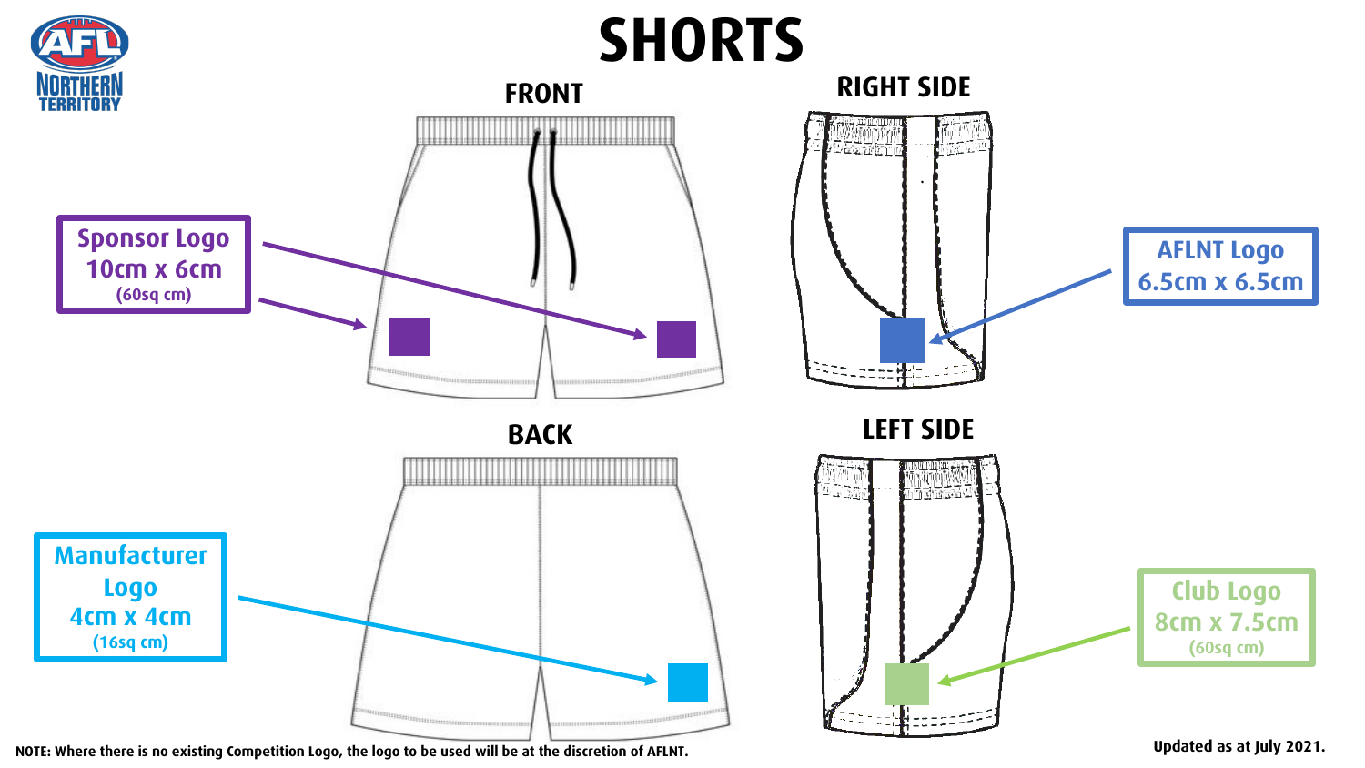# SHORTS

## FRONT

**Sponsor Logo**
**10cm x 6cm**
(60sq cm)

## RIGHT SIDE

**AFLNT Logo**
**6.5cm x 6.5cm**

## BACK

**Manufacturer Logo**
**4cm x 4cm**
(16sq cm)

## LEFT SIDE

**Club Logo**
**8cm x 7.5cm**
(60sq cm)

**NOTE: Where there is no existing Competition Logo, the logo to be used will be at the discretion of AFLNT.**

**Updated as at July 2021.**